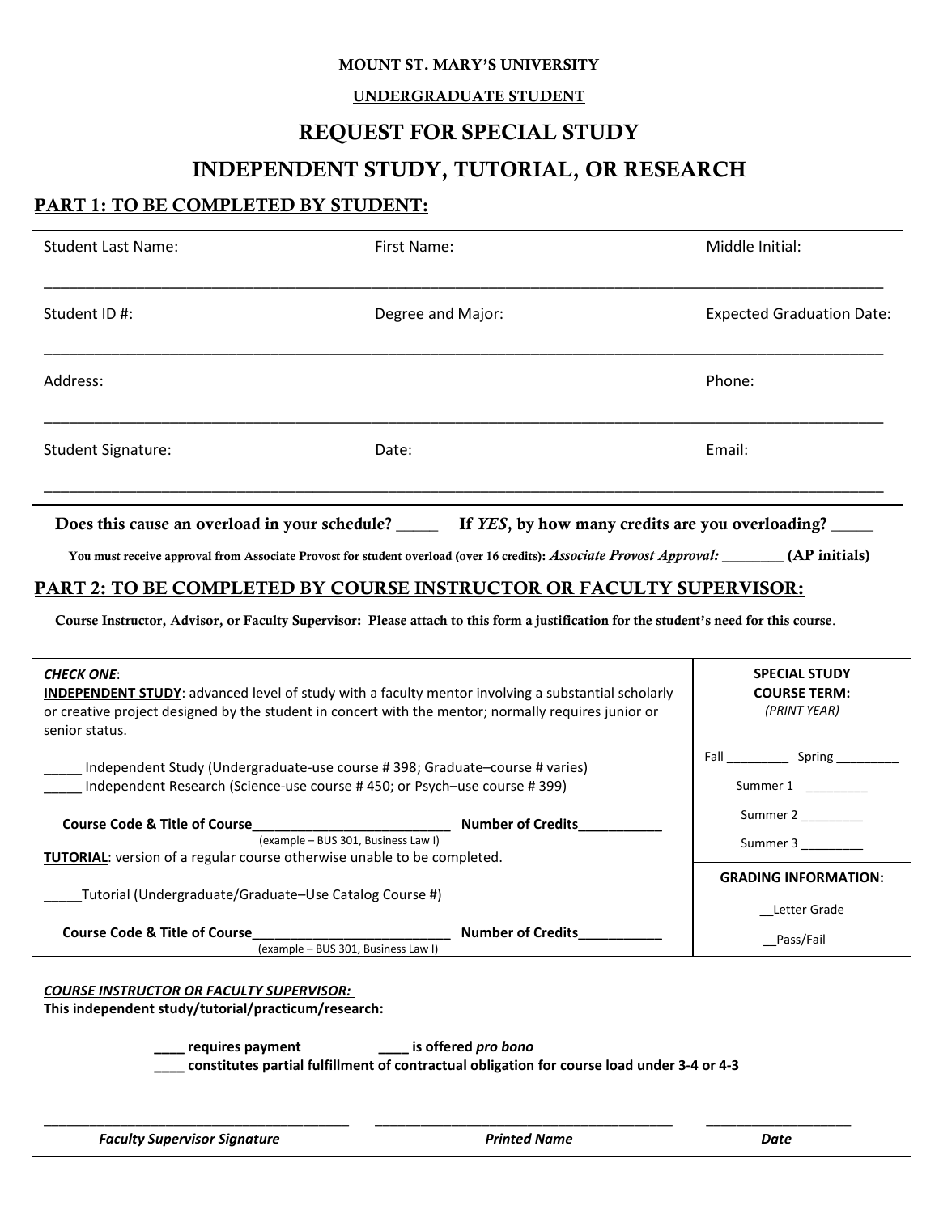MOUNT ST. MARY'S UNIVERSITY

UNDERGRADUATE STUDENT

# REQUEST FOR SPECIAL STUDY

# INDEPENDENT STUDY, TUTORIAL, OR RESEARCH

## PART 1: TO BE COMPLETED BY STUDENT:

| Student Last Name: | First Name: | Middle Initial: |
|---|---|---|
| Student ID #: | Degree and Major: | Expected Graduation Date: |
| Address: | | Phone: |
| Student Signature: | Date: | Email: |

**Does this cause an overload in your schedule? _____ If *YES*, by how many credits are you overloading? _____**

**You must receive approval from Associate Provost for student overload (over 16 credits):** ***Associate Provost Approval:*** **________ (AP initials)**

## PART 2: TO BE COMPLETED BY COURSE INSTRUCTOR OR FACULTY SUPERVISOR:

**Course Instructor, Advisor, or Faculty Supervisor: Please attach to this form a justification for the student's need for this course.**

***CHECK ONE***:

**INDEPENDENT STUDY**: advanced level of study with a faculty mentor involving a substantial scholarly or creative project designed by the student in concert with the mentor; normally requires junior or senior status.

_____ Independent Study (Undergraduate-use course # 398; Graduate–course # varies)
_____ Independent Research (Science-use course # 450; or Psych–use course # 399)

**Course Code & Title of Course**_________________________ **Number of Credits**___________
(example – BUS 301, Business Law I)

**TUTORIAL**: version of a regular course otherwise unable to be completed.

_____Tutorial (Undergraduate/Graduate–Use Catalog Course #)

**Course Code & Title of Course**_________________________ **Number of Credits**___________
(example – BUS 301, Business Law I)

**SPECIAL STUDY COURSE TERM:**
*(PRINT YEAR)*

Fall _________ Spring _________

Summer 1 _________

Summer 2 _________

Summer 3 _________

**GRADING INFORMATION:**

__Letter Grade

__Pass/Fail

***COURSE INSTRUCTOR OR FACULTY SUPERVISOR:***
**This independent study/tutorial/practicum/research:**

**____ requires payment** **____ is offered *pro bono***
**____ constitutes partial fulfillment of contractual obligation for course load under 3-4 or 4-3**

| ______________________________ | ______________________________ | ____________________ |
|---|---|---|
| ***Faculty Supervisor Signature*** | ***Printed Name*** | ***Date*** |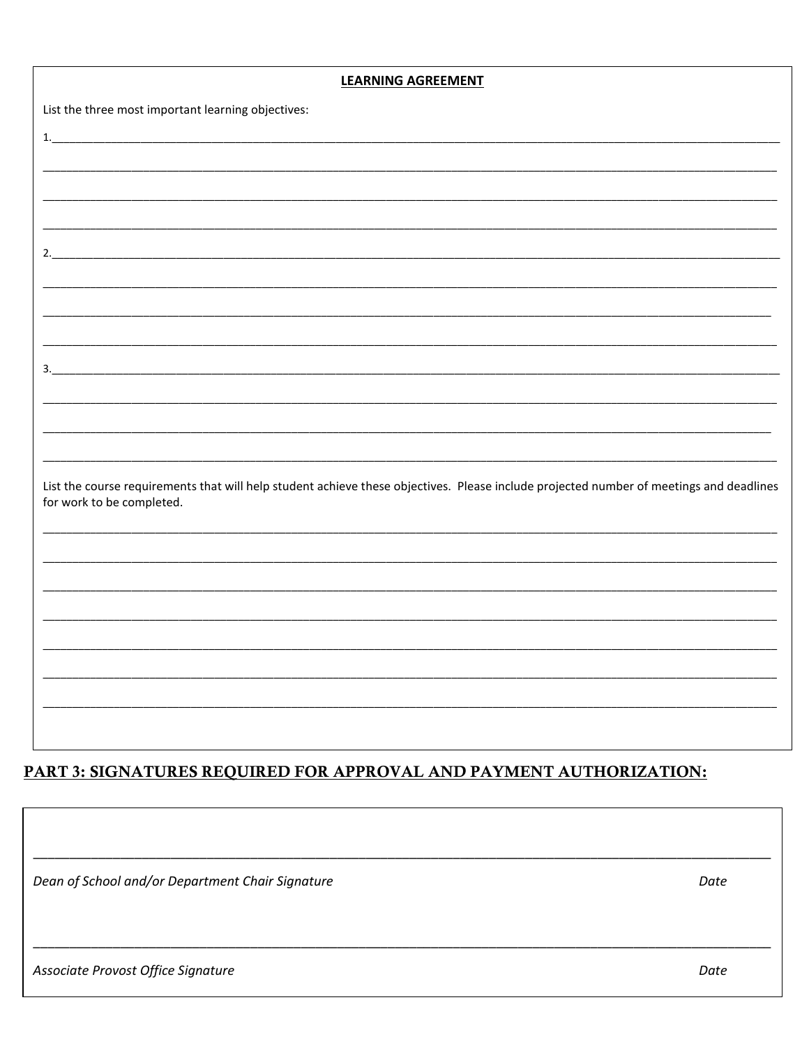**LEARNING AGREEMENT**

List the three most important learning objectives:

1.____________________________________________________________________________________________________________

____________________________________________________________________________________________________________

____________________________________________________________________________________________________________

____________________________________________________________________________________________________________

2.____________________________________________________________________________________________________________

____________________________________________________________________________________________________________

____________________________________________________________________________________________________________

____________________________________________________________________________________________________________

3.____________________________________________________________________________________________________________

____________________________________________________________________________________________________________

____________________________________________________________________________________________________________

____________________________________________________________________________________________________________

List the course requirements that will help student achieve these objectives. Please include projected number of meetings and deadlines for work to be completed.

____________________________________________________________________________________________________________

____________________________________________________________________________________________________________

____________________________________________________________________________________________________________

____________________________________________________________________________________________________________

____________________________________________________________________________________________________________

____________________________________________________________________________________________________________

____________________________________________________________________________________________________________

## PART 3: SIGNATURES REQUIRED FOR APPROVAL AND PAYMENT AUTHORIZATION:

____________________________________________________________________________________________________________

*Dean of School and/or Department Chair Signature* *Date*

____________________________________________________________________________________________________________

*Associate Provost Office Signature* *Date*